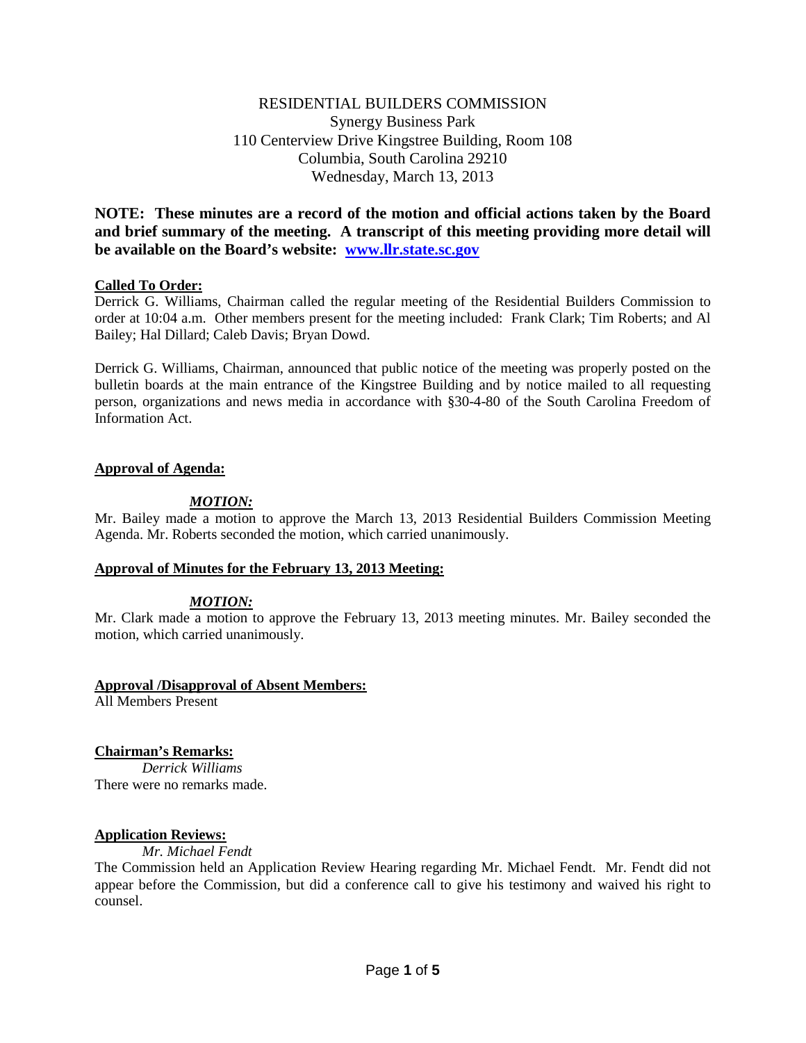RESIDENTIAL BUILDERS COMMISSION
Synergy Business Park
110 Centerview Drive Kingstree Building, Room 108
Columbia, South Carolina 29210
Wednesday, March 13, 2013

**NOTE: These minutes are a record of the motion and official actions taken by the Board and brief summary of the meeting. A transcript of this meeting providing more detail will be available on the Board's website: [www.llr.state.sc.gov](www.llr.state.sc.gov)**

**Called To Order:**

Derrick G. Williams, Chairman called the regular meeting of the Residential Builders Commission to order at 10:04 a.m. Other members present for the meeting included: Frank Clark; Tim Roberts; and Al Bailey; Hal Dillard; Caleb Davis; Bryan Dowd.

Derrick G. Williams, Chairman, announced that public notice of the meeting was properly posted on the bulletin boards at the main entrance of the Kingstree Building and by notice mailed to all requesting person, organizations and news media in accordance with §30-4-80 of the South Carolina Freedom of Information Act.

**Approval of Agenda:**

***MOTION:***

Mr. Bailey made a motion to approve the March 13, 2013 Residential Builders Commission Meeting Agenda. Mr. Roberts seconded the motion, which carried unanimously.

**Approval of Minutes for the February 13, 2013 Meeting:**

***MOTION:***

Mr. Clark made a motion to approve the February 13, 2013 meeting minutes. Mr. Bailey seconded the motion, which carried unanimously.

**Approval /Disapproval of Absent Members:**

All Members Present

**Chairman's Remarks:**

*Derrick Williams*

There were no remarks made.

**Application Reviews:**

*Mr. Michael Fendt*

The Commission held an Application Review Hearing regarding Mr. Michael Fendt. Mr. Fendt did not appear before the Commission, but did a conference call to give his testimony and waived his right to counsel.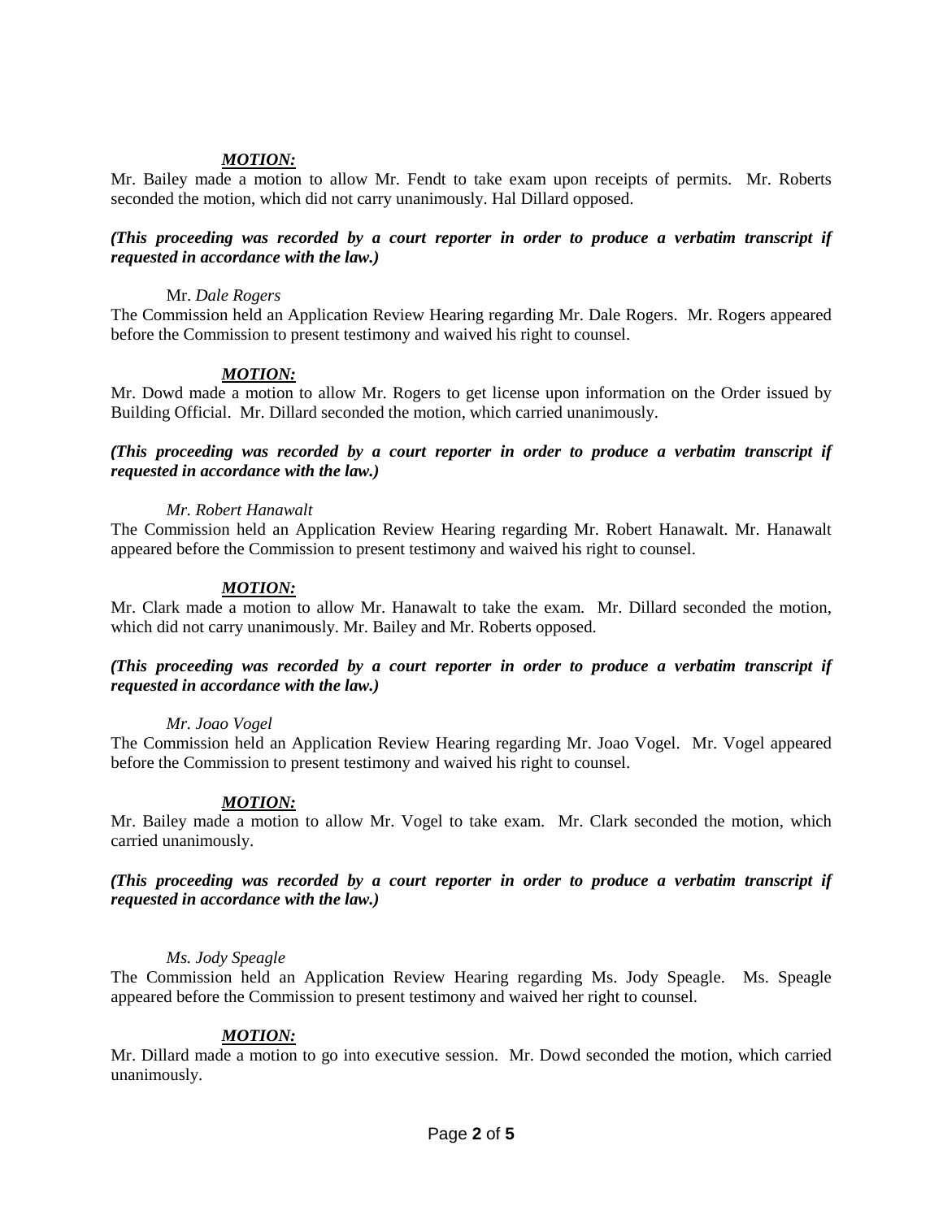***MOTION:***

Mr. Bailey made a motion to allow Mr. Fendt to take exam upon receipts of permits. Mr. Roberts seconded the motion, which did not carry unanimously. Hal Dillard opposed.

***(This proceeding was recorded by a court reporter in order to produce a verbatim transcript if requested in accordance with the law.)***

Mr. *Dale Rogers*

The Commission held an Application Review Hearing regarding Mr. Dale Rogers. Mr. Rogers appeared before the Commission to present testimony and waived his right to counsel.

***MOTION:***

Mr. Dowd made a motion to allow Mr. Rogers to get license upon information on the Order issued by Building Official. Mr. Dillard seconded the motion, which carried unanimously.

***(This proceeding was recorded by a court reporter in order to produce a verbatim transcript if requested in accordance with the law.)***

*Mr. Robert Hanawalt*

The Commission held an Application Review Hearing regarding Mr. Robert Hanawalt. Mr. Hanawalt appeared before the Commission to present testimony and waived his right to counsel.

***MOTION:***

Mr. Clark made a motion to allow Mr. Hanawalt to take the exam. Mr. Dillard seconded the motion, which did not carry unanimously. Mr. Bailey and Mr. Roberts opposed.

***(This proceeding was recorded by a court reporter in order to produce a verbatim transcript if requested in accordance with the law.)***

*Mr. Joao Vogel*

The Commission held an Application Review Hearing regarding Mr. Joao Vogel. Mr. Vogel appeared before the Commission to present testimony and waived his right to counsel.

***MOTION:***

Mr. Bailey made a motion to allow Mr. Vogel to take exam. Mr. Clark seconded the motion, which carried unanimously.

***(This proceeding was recorded by a court reporter in order to produce a verbatim transcript if requested in accordance with the law.)***

*Ms. Jody Speagle*

The Commission held an Application Review Hearing regarding Ms. Jody Speagle. Ms. Speagle appeared before the Commission to present testimony and waived her right to counsel.

***MOTION:***

Mr. Dillard made a motion to go into executive session. Mr. Dowd seconded the motion, which carried unanimously.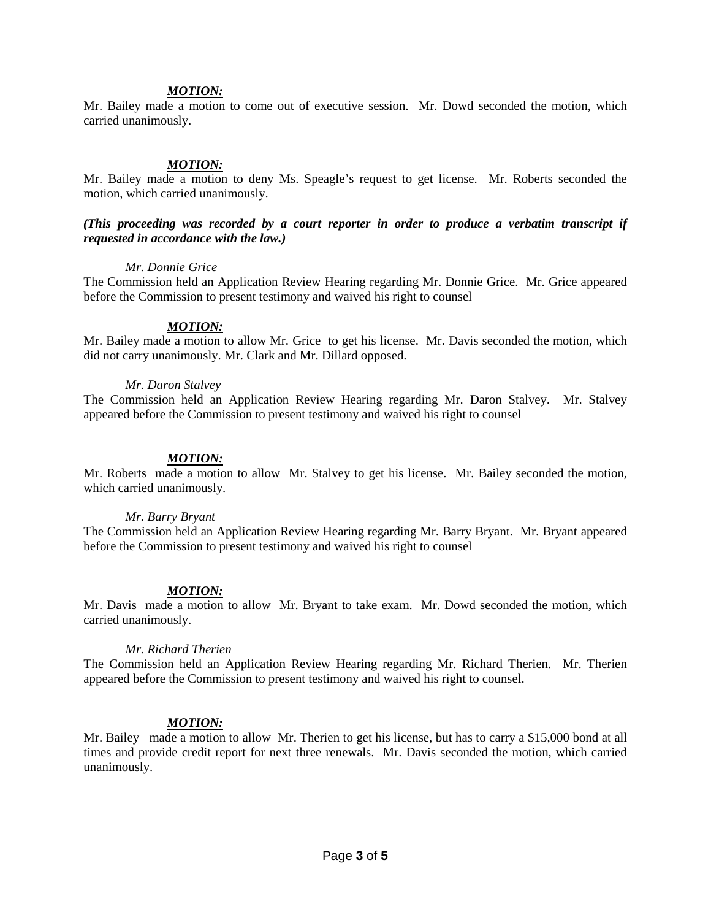***MOTION:***

Mr. Bailey made a motion to come out of executive session. Mr. Dowd seconded the motion, which carried unanimously.

***MOTION:***

Mr. Bailey made a motion to deny Ms. Speagle's request to get license. Mr. Roberts seconded the motion, which carried unanimously.

***(This proceeding was recorded by a court reporter in order to produce a verbatim transcript if requested in accordance with the law.)***

*Mr. Donnie Grice*

The Commission held an Application Review Hearing regarding Mr. Donnie Grice. Mr. Grice appeared before the Commission to present testimony and waived his right to counsel

***MOTION:***

Mr. Bailey made a motion to allow Mr. Grice to get his license. Mr. Davis seconded the motion, which did not carry unanimously. Mr. Clark and Mr. Dillard opposed.

*Mr. Daron Stalvey*

The Commission held an Application Review Hearing regarding Mr. Daron Stalvey. Mr. Stalvey appeared before the Commission to present testimony and waived his right to counsel

***MOTION:***

Mr. Roberts made a motion to allow Mr. Stalvey to get his license. Mr. Bailey seconded the motion, which carried unanimously.

*Mr. Barry Bryant*

The Commission held an Application Review Hearing regarding Mr. Barry Bryant. Mr. Bryant appeared before the Commission to present testimony and waived his right to counsel

***MOTION:***

Mr. Davis made a motion to allow Mr. Bryant to take exam. Mr. Dowd seconded the motion, which carried unanimously.

*Mr. Richard Therien*

The Commission held an Application Review Hearing regarding Mr. Richard Therien. Mr. Therien appeared before the Commission to present testimony and waived his right to counsel.

***MOTION:***

Mr. Bailey made a motion to allow Mr. Therien to get his license, but has to carry a $15,000 bond at all times and provide credit report for next three renewals. Mr. Davis seconded the motion, which carried unanimously.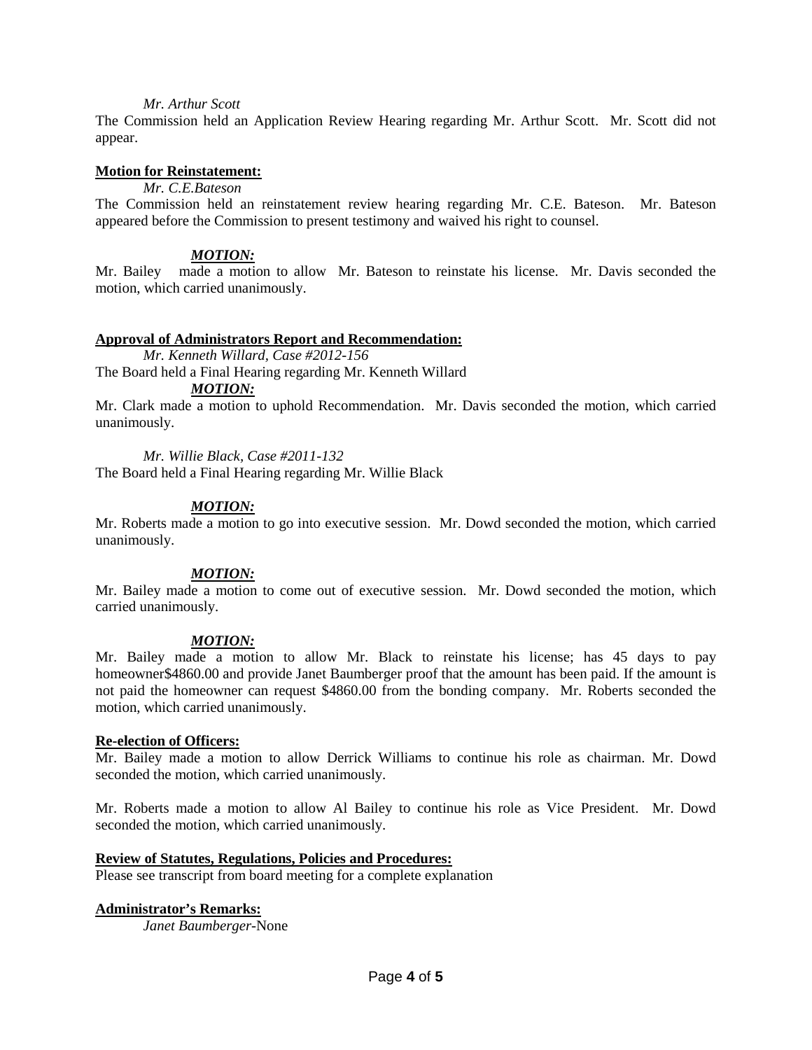*Mr. Arthur Scott*

The Commission held an Application Review Hearing regarding Mr. Arthur Scott. Mr. Scott did not appear.

**Motion for Reinstatement:**

*Mr. C.E.Bateson*

The Commission held an reinstatement review hearing regarding Mr. C.E. Bateson. Mr. Bateson appeared before the Commission to present testimony and waived his right to counsel.

***MOTION:***

Mr. Bailey made a motion to allow Mr. Bateson to reinstate his license. Mr. Davis seconded the motion, which carried unanimously.

**Approval of Administrators Report and Recommendation:**

*Mr. Kenneth Willard, Case #2012-156*

The Board held a Final Hearing regarding Mr. Kenneth Willard

***MOTION:***

Mr. Clark made a motion to uphold Recommendation. Mr. Davis seconded the motion, which carried unanimously.

*Mr. Willie Black, Case #2011-132*

The Board held a Final Hearing regarding Mr. Willie Black

***MOTION:***

Mr. Roberts made a motion to go into executive session. Mr. Dowd seconded the motion, which carried unanimously.

***MOTION:***

Mr. Bailey made a motion to come out of executive session. Mr. Dowd seconded the motion, which carried unanimously.

***MOTION:***

Mr. Bailey made a motion to allow Mr. Black to reinstate his license; has 45 days to pay homeowner$4860.00 and provide Janet Baumberger proof that the amount has been paid. If the amount is not paid the homeowner can request $4860.00 from the bonding company. Mr. Roberts seconded the motion, which carried unanimously.

**Re-election of Officers:**

Mr. Bailey made a motion to allow Derrick Williams to continue his role as chairman. Mr. Dowd seconded the motion, which carried unanimously.

Mr. Roberts made a motion to allow Al Bailey to continue his role as Vice President. Mr. Dowd seconded the motion, which carried unanimously.

**Review of Statutes, Regulations, Policies and Procedures:**

Please see transcript from board meeting for a complete explanation

**Administrator's Remarks:**

*Janet Baumberger*-None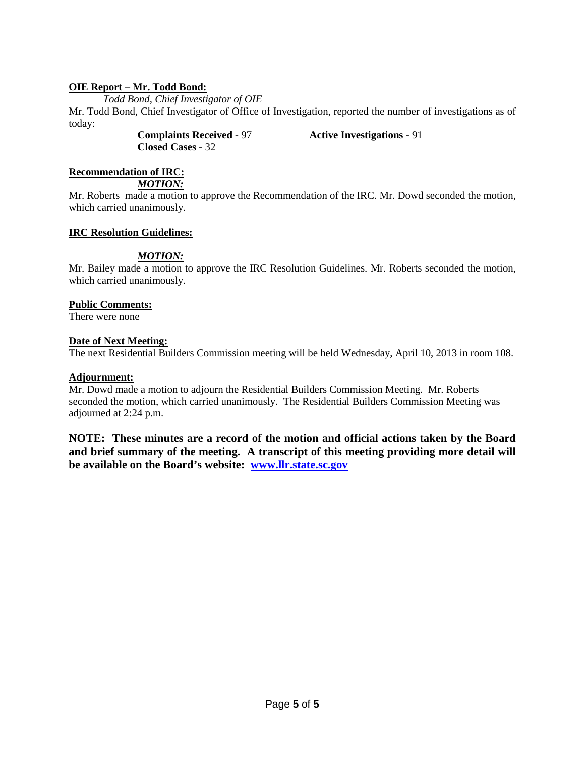**OIE Report – Mr. Todd Bond:**

*Todd Bond, Chief Investigator of OIE*

Mr. Todd Bond, Chief Investigator of Office of Investigation, reported the number of investigations as of today:

**Complaints Received -** 97 **Active Investigations -** 91
**Closed Cases -** 32

**Recommendation of IRC:**

***MOTION:***

Mr. Roberts made a motion to approve the Recommendation of the IRC. Mr. Dowd seconded the motion, which carried unanimously.

**IRC Resolution Guidelines:**

***MOTION:***

Mr. Bailey made a motion to approve the IRC Resolution Guidelines. Mr. Roberts seconded the motion, which carried unanimously.

**Public Comments:**

There were none

**Date of Next Meeting:**

The next Residential Builders Commission meeting will be held Wednesday, April 10, 2013 in room 108.

**Adjournment:**

Mr. Dowd made a motion to adjourn the Residential Builders Commission Meeting. Mr. Roberts seconded the motion, which carried unanimously. The Residential Builders Commission Meeting was adjourned at 2:24 p.m.

**NOTE: These minutes are a record of the motion and official actions taken by the Board and brief summary of the meeting. A transcript of this meeting providing more detail will be available on the Board's website: [www.llr.state.sc.gov](http://www.llr.state.sc.gov)**